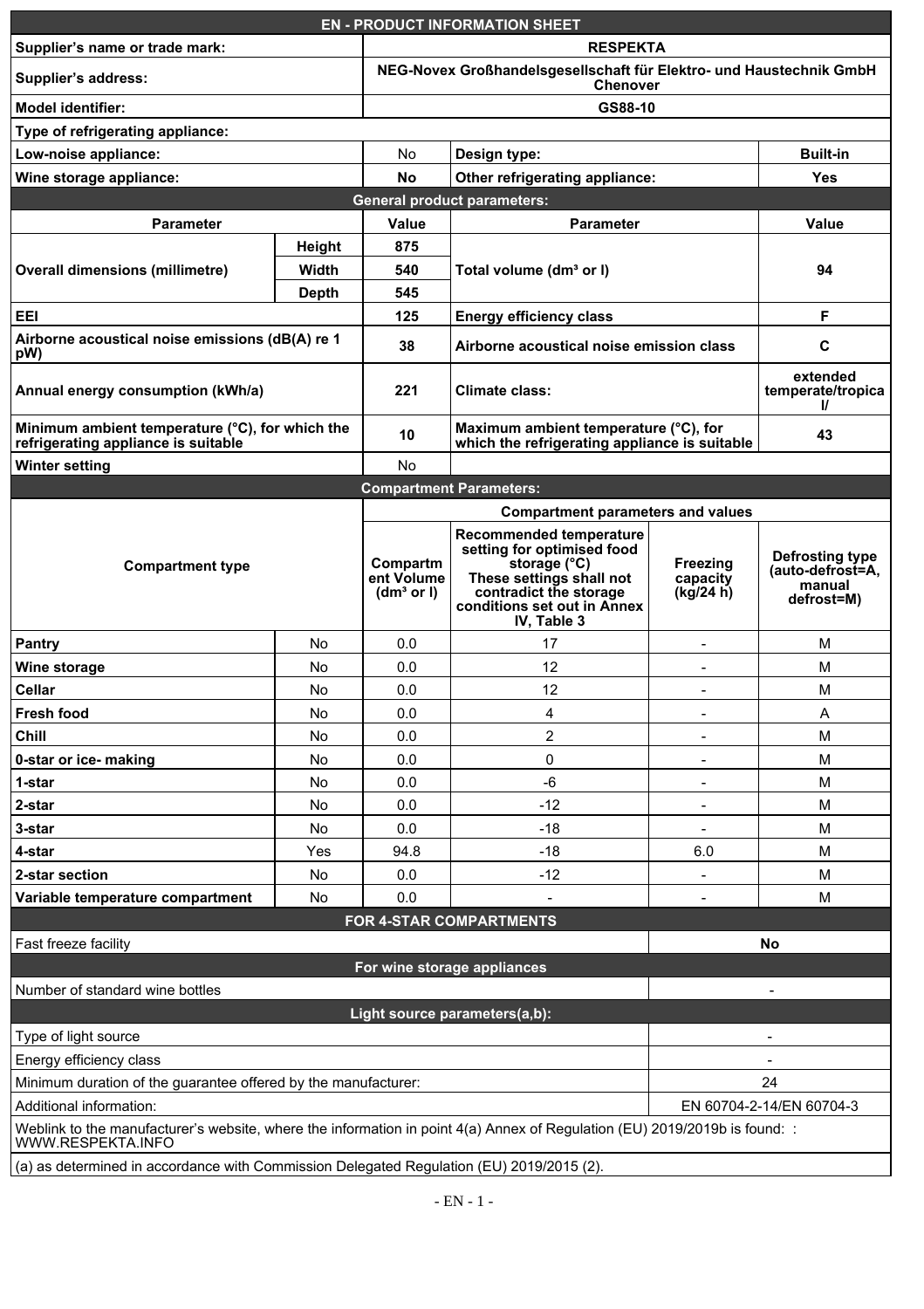# EN - PRODUCT INFORMATION SHEET

| Supplier's name or trade mark: | RESPEKTA |
|---|---|
| Supplier's address: | NEG-Novex Großhandelsgesellschaft für Elektro- und Haustechnik GmbH Chenover |
| Model identifier: | GS88-10 |

**Type of refrigerating appliance:**

| | | | |
|---|---|---|---|
| Low-noise appliance: | No | Design type: | Built-in |
| Wine storage appliance: | No | Other refrigerating appliance: | Yes |

## General product parameters:

| Parameter | | Value | Parameter | Value |
|---|---|---|---|---|
| Overall dimensions (millimetre) | Height | 875 | Total volume (dm³ or l) | 94 |
| | Width | 540 | | |
| | Depth | 545 | | |
| EEI | | 125 | Energy efficiency class | F |
| Airborne acoustical noise emissions (dB(A) re 1 pW) | | 38 | Airborne acoustical noise emission class | C |
| Annual energy consumption (kWh/a) | | 221 | Climate class: | extended temperate/tropical/ |
| Minimum ambient temperature (°C), for which the refrigerating appliance is suitable | | 10 | Maximum ambient temperature (°C), for which the refrigerating appliance is suitable | 43 |
| Winter setting | | No | | |

## Compartment Parameters:

| Compartment type | | Compartment Volume (dm³ or l) | Recommended temperature setting for optimised food storage (°C) These settings shall not contradict the storage conditions set out in Annex IV, Table 3 | Freezing capacity (kg/24 h) | Defrosting type (auto-defrost=A, manual defrost=M) |
|---|---|---|---|---|---|
| Pantry | No | 0.0 | 17 | - | M |
| Wine storage | No | 0.0 | 12 | - | M |
| Cellar | No | 0.0 | 12 | - | M |
| Fresh food | No | 0.0 | 4 | - | A |
| Chill | No | 0.0 | 2 | - | M |
| 0-star or ice- making | No | 0.0 | 0 | - | M |
| 1-star | No | 0.0 | -6 | - | M |
| 2-star | No | 0.0 | -12 | - | M |
| 3-star | No | 0.0 | -18 | - | M |
| 4-star | Yes | 94.8 | -18 | 6.0 | M |
| 2-star section | No | 0.0 | -12 | - | M |
| Variable temperature compartment | No | 0.0 | - | - | M |

## FOR 4-STAR COMPARTMENTS

| | |
|---|---|
| Fast freeze facility | No |

## For wine storage appliances

| | |
|---|---|
| Number of standard wine bottles | - |

## Light source parameters(a,b):

| | |
|---|---|
| Type of light source | - |
| Energy efficiency class | - |
| Minimum duration of the guarantee offered by the manufacturer: | 24 |
| Additional information: | EN 60704-2-14/EN 60704-3 |

Weblink to the manufacturer's website, where the information in point 4(a) Annex of Regulation (EU) 2019/2019b is found: : WWW.RESPEKTA.INFO

(a) as determined in accordance with Commission Delegated Regulation (EU) 2019/2015 (2).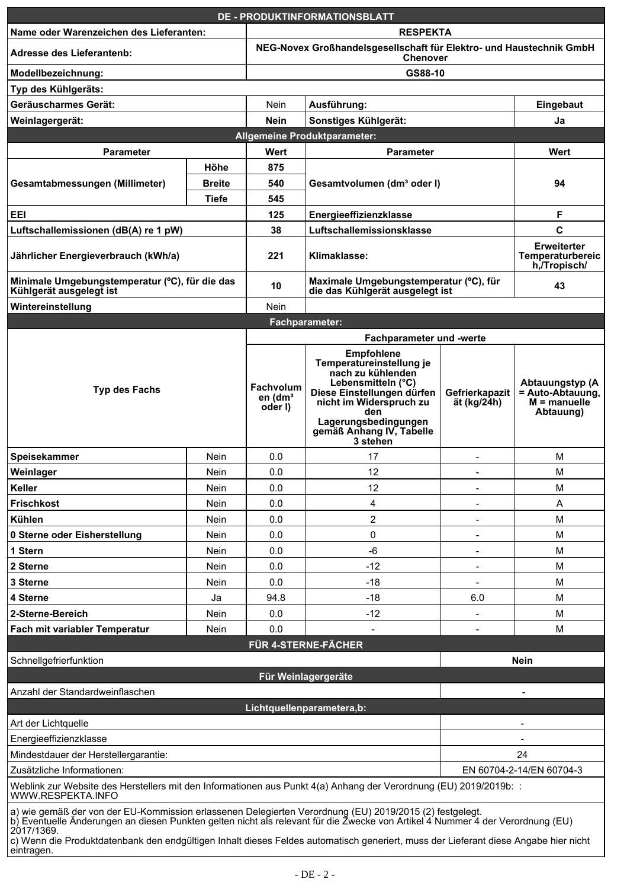| DE - PRODUKTINFORMATIONSBLATT | | | | | |
|---|---|---|---|---|---|
| **Name oder Warenzeichen des Lieferanten:** | | **RESPEKTA** | | | |
| **Adresse des Lieferantenb:** | | **NEG-Novex Großhandelsgesellschaft für Elektro- und Haustechnik GmbH Chenover** | | | |
| **Modellbezeichnung:** | | **GS88-10** | | | |
| **Typ des Kühlgeräts:** | | | | | |
| **Geräuscharmes Gerät:** | | Nein | **Ausführung:** | | **Eingebaut** |
| **Weinlagergerät:** | | **Nein** | **Sonstiges Kühlgerät:** | | **Ja** |
| **Allgemeine Produktparameter:** | | | | | |
| **Parameter** | | **Wert** | **Parameter** | | **Wert** |
| **Gesamtabmessungen (Millimeter)** | **Höhe** | **875** | **Gesamtvolumen (dm³ oder l)** | | **94** |
| | **Breite** | **540** | | | |
| | **Tiefe** | **545** | | | |
| **EEI** | | **125** | **Energieeffizienzklasse** | | **F** |
| **Luftschallemissionen (dB(A) re 1 pW)** | | **38** | **Luftschallemissionsklasse** | | **C** |
| **Jährlicher Energieverbrauch (kWh/a)** | | **221** | **Klimaklasse:** | | **Erweiterter Temperaturbereich,/Tropisch/** |
| **Minimale Umgebungstemperatur (ºC), für die das Kühlgerät ausgelegt ist** | | **10** | **Maximale Umgebungstemperatur (ºC), für die das Kühlgerät ausgelegt ist** | | **43** |
| **Wintereinstellung** | | Nein | | | |
| **Fachparameter:** | | | | | |
| **Typ des Fachs** | | **Fachparameter und -werte** | | | |
| | | **Fachvolumen (dm³ oder l)** | **Empfohlene Temperatureinstellung je nach zu kühlenden Lebensmitteln (°C) Diese Einstellungen dürfen nicht im Widerspruch zu den Lagerungsbedingungen gemäß Anhang IV, Tabelle 3 stehen** | **Gefrierkapazität (kg/24h)** | **Abtauungstyp (A = Auto-Abtauung, M = manuelle Abtauung)** |
| **Speisekammer** | Nein | 0.0 | 17 | - | M |
| **Weinlager** | Nein | 0.0 | 12 | - | M |
| **Keller** | Nein | 0.0 | 12 | - | M |
| **Frischkost** | Nein | 0.0 | 4 | - | A |
| **Kühlen** | Nein | 0.0 | 2 | - | M |
| **0 Sterne oder Eisherstellung** | Nein | 0.0 | 0 | - | M |
| **1 Stern** | Nein | 0.0 | -6 | - | M |
| **2 Sterne** | Nein | 0.0 | -12 | - | M |
| **3 Sterne** | Nein | 0.0 | -18 | - | M |
| **4 Sterne** | Ja | 94.8 | -18 | 6.0 | M |
| **2-Sterne-Bereich** | Nein | 0.0 | -12 | - | M |
| **Fach mit variabler Temperatur** | Nein | 0.0 | - | - | M |
| **FÜR 4-STERNE-FÄCHER** | | | | | |
| Schnellgefrierfunktion | | | | **Nein** | |
| **Für Weinlagergeräte** | | | | | |
| Anzahl der Standardweinflaschen | | | | - | |
| **Lichtquellenparametera,b:** | | | | | |
| Art der Lichtquelle | | | | - | |
| Energieeffizienzklasse | | | | - | |
| Mindestdauer der Herstellergarantie: | | | | 24 | |
| Zusätzliche Informationen: | | | | EN 60704-2-14/EN 60704-3 | |
| Weblink zur Website des Herstellers mit den Informationen aus Punkt 4(a) Anhang der Verordnung (EU) 2019/2019b: : WWW.RESPEKTA.INFO | | | | | |

a) wie gemäß der von der EU-Kommission erlassenen Delegierten Verordnung (EU) 2019/2015 (2) festgelegt.
b) Eventuelle Änderungen an diesen Punkten gelten nicht als relevant für die Zwecke von Artikel 4 Nummer 4 der Verordnung (EU) 2017/1369.
c) Wenn die Produktdatenbank den endgültigen Inhalt dieses Feldes automatisch generiert, muss der Lieferant diese Angabe hier nicht eintragen.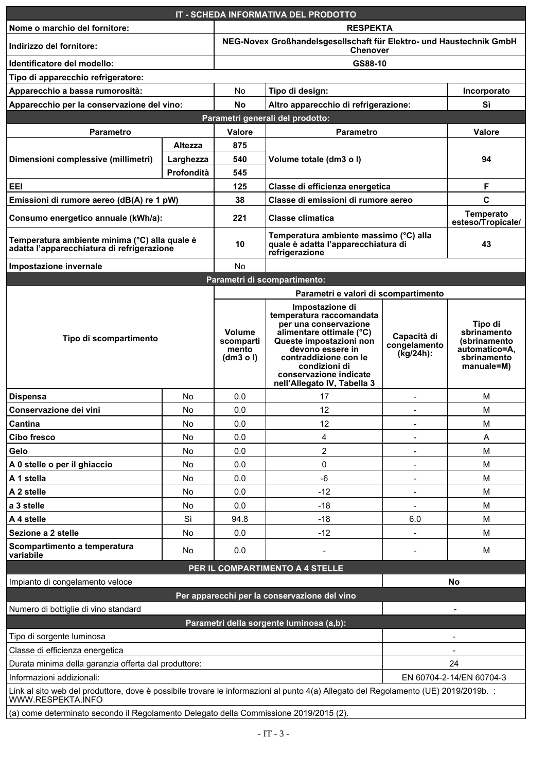| IT - SCHEDA INFORMATIVA DEL PRODOTTO | | | | |
|---|---|---|---|---|
| **Nome o marchio del fornitore:** | | **RESPEKTA** | | |
| **Indirizzo del fornitore:** | | **NEG-Novex Großhandelsgesellschaft für Elektro- und Haustechnik GmbH Chenover** | | |
| **Identificatore del modello:** | | **GS88-10** | | |
| **Tipo di apparecchio refrigeratore:** | | | | |
| **Apparecchio a bassa rumorosità:** | | No | **Tipo di design:** | **Incorporato** |
| **Apparecchio per la conservazione del vino:** | | **No** | **Altro apparecchio di refrigerazione:** | **Sì** |

**Parametri generali del prodotto:**

| **Parametro** | | **Valore** | **Parametro** | **Valore** |
|---|---|---|---|---|
| **Dimensioni complessive (millimetri)** | **Altezza** | **875** | **Volume totale (dm3 o l)** | **94** |
| | **Larghezza** | **540** | | |
| | **Profondità** | **545** | | |
| **EEI** | | **125** | **Classe di efficienza energetica** | **F** |
| **Emissioni di rumore aereo (dB(A) re 1 pW)** | | **38** | **Classe di emissioni di rumore aereo** | **C** |
| **Consumo energetico annuale (kWh/a):** | | **221** | **Classe climatica** | **Temperato esteso/Tropicale/** |
| **Temperatura ambiente minima (°C) alla quale è adatta l'apparecchiatura di refrigerazione** | | **10** | **Temperatura ambiente massimo (°C) alla quale è adatta l'apparecchiatura di refrigerazione** | **43** |
| **Impostazione invernale** | | No | | |

**Parametri di scompartimento:**

| **Tipo di scompartimento** | | **Volume scompartimento (dm3 o l)** | **Impostazione di temperatura raccomandata per una conservazione alimentare ottimale (°C) Queste impostazioni non devono essere in contraddizione con le condizioni di conservazione indicate nell'Allegato IV, Tabella 3** | **Capacità di congelamento (kg/24h):** | **Tipo di sbrinamento (sbrinamento automatico=A, sbrinamento manuale=M)** |
|---|---|---|---|---|---|
| **Dispensa** | No | 0.0 | 17 | - | M |
| **Conservazione dei vini** | No | 0.0 | 12 | - | M |
| **Cantina** | No | 0.0 | 12 | - | M |
| **Cibo fresco** | No | 0.0 | 4 | - | A |
| **Gelo** | No | 0.0 | 2 | - | M |
| **A 0 stelle o per il ghiaccio** | No | 0.0 | 0 | - | M |
| **A 1 stella** | No | 0.0 | -6 | - | M |
| **A 2 stelle** | No | 0.0 | -12 | - | M |
| **a 3 stelle** | No | 0.0 | -18 | - | M |
| **A 4 stelle** | Sì | 94.8 | -18 | 6.0 | M |
| **Sezione a 2 stelle** | No | 0.0 | -12 | - | M |
| **Scompartimento a temperatura variabile** | No | 0.0 | - | - | M |

**PER IL COMPARTIMENTO A 4 STELLE**

| | |
|---|---|
| Impianto di congelamento veloce | **No** |

**Per apparecchi per la conservazione del vino**

| | |
|---|---|
| Numero di bottiglie di vino standard | - |

**Parametri della sorgente luminosa (a,b):**

| | |
|---|---|
| Tipo di sorgente luminosa | - |
| Classe di efficienza energetica | - |
| Durata minima della garanzia offerta dal produttore: | 24 |
| Informazioni addizionali: | EN 60704-2-14/EN 60704-3 |

Link al sito web del produttore, dove è possibile trovare le informazioni al punto 4(a) Allegato del Regolamento (UE) 2019/2019b. : WWW.RESPEKTA.INFO

(a) come determinato secondo il Regolamento Delegato della Commissione 2019/2015 (2).